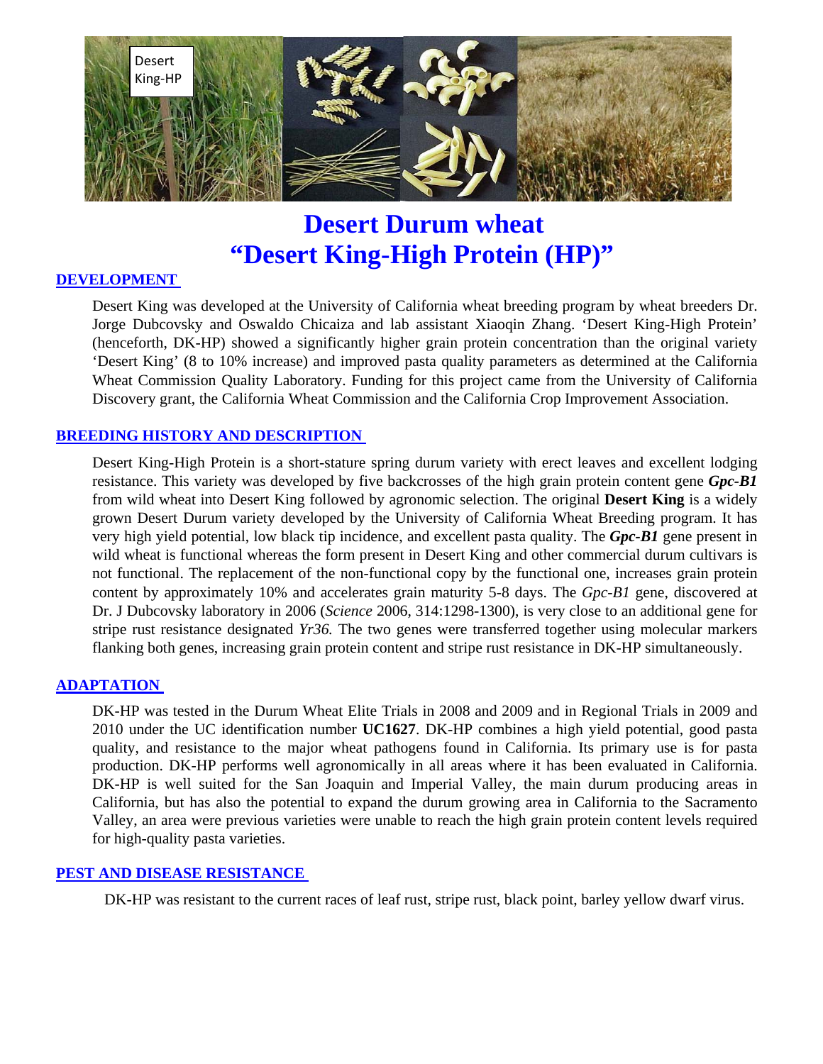# Desert Durum wheat
# "Desert King-High Protein (HP)"

## DEVELOPMENT

Desert King was developed at the University of California wheat breeding program by wheat breeders Dr. Jorge Dubcovsky and Oswaldo Chicaiza and lab assistant Xiaoqin Zhang. 'Desert King-High Protein' (henceforth, DK-HP) showed a significantly higher grain protein concentration than the original variety 'Desert King' (8 to 10% increase) and improved pasta quality parameters as determined at the California Wheat Commission Quality Laboratory. Funding for this project came from the University of California Discovery grant, the California Wheat Commission and the California Crop Improvement Association.

## BREEDING HISTORY AND DESCRIPTION

Desert King-High Protein is a short-stature spring durum variety with erect leaves and excellent lodging resistance. This variety was developed by five backcrosses of the high grain protein content gene ***Gpc-B1*** from wild wheat into Desert King followed by agronomic selection. The original **Desert King** is a widely grown Desert Durum variety developed by the University of California Wheat Breeding program. It has very high yield potential, low black tip incidence, and excellent pasta quality. The ***Gpc-B1*** gene present in wild wheat is functional whereas the form present in Desert King and other commercial durum cultivars is not functional. The replacement of the non-functional copy by the functional one, increases grain protein content by approximately 10% and accelerates grain maturity 5-8 days. The *Gpc-B1* gene, discovered at Dr. J Dubcovsky laboratory in 2006 (*Science* 2006, 314:1298-1300), is very close to an additional gene for stripe rust resistance designated *Yr36.* The two genes were transferred together using molecular markers flanking both genes, increasing grain protein content and stripe rust resistance in DK-HP simultaneously.

## ADAPTATION

DK-HP was tested in the Durum Wheat Elite Trials in 2008 and 2009 and in Regional Trials in 2009 and 2010 under the UC identification number **UC1627**. DK-HP combines a high yield potential, good pasta quality, and resistance to the major wheat pathogens found in California. Its primary use is for pasta production. DK-HP performs well agronomically in all areas where it has been evaluated in California. DK-HP is well suited for the San Joaquin and Imperial Valley, the main durum producing areas in California, but has also the potential to expand the durum growing area in California to the Sacramento Valley, an area were previous varieties were unable to reach the high grain protein content levels required for high-quality pasta varieties.

## PEST AND DISEASE RESISTANCE

DK-HP was resistant to the current races of leaf rust, stripe rust, black point, barley yellow dwarf virus.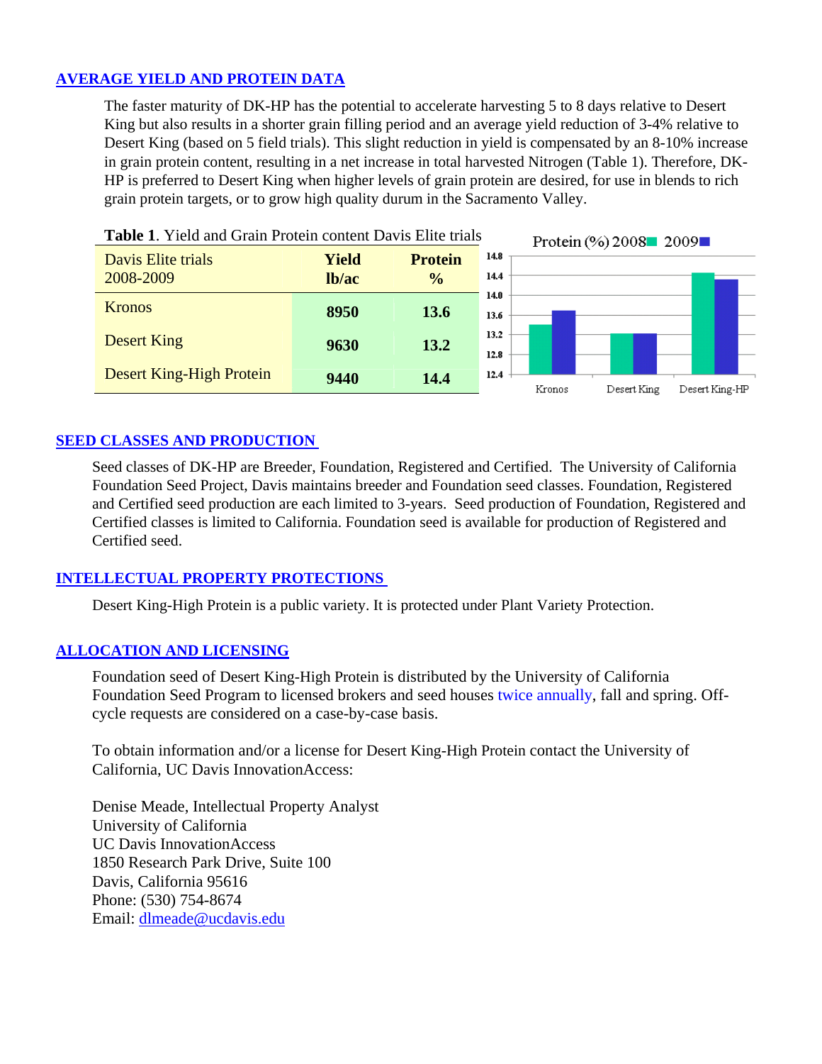## AVERAGE YIELD AND PROTEIN DATA

The faster maturity of DK-HP has the potential to accelerate harvesting 5 to 8 days relative to Desert King but also results in a shorter grain filling period and an average yield reduction of 3-4% relative to Desert King (based on 5 field trials). This slight reduction in yield is compensated by an 8-10% increase in grain protein content, resulting in a net increase in total harvested Nitrogen (Table 1). Therefore, DK-HP is preferred to Desert King when higher levels of grain protein are desired, for use in blends to rich grain protein targets, or to grow high quality durum in the Sacramento Valley.

**Table 1**. Yield and Grain Protein content Davis Elite trials

| Davis Elite trials 2008-2009 | Yield lb/ac | Protein % |
|---|---|---|
| Kronos | 8950 | 13.6 |
| Desert King | 9630 | 13.2 |
| Desert King-High Protein | 9440 | 14.4 |

Protein (%) 2008 2009

14.8
14.4
14.0
13.6
13.2
12.8
12.4

Kronos
Desert King
Desert King-HP

## SEED CLASSES AND PRODUCTION

Seed classes of DK-HP are Breeder, Foundation, Registered and Certified. The University of California Foundation Seed Project, Davis maintains breeder and Foundation seed classes. Foundation, Registered and Certified seed production are each limited to 3-years. Seed production of Foundation, Registered and Certified classes is limited to California. Foundation seed is available for production of Registered and Certified seed.

## INTELLECTUAL PROPERTY PROTECTIONS

Desert King-High Protein is a public variety. It is protected under Plant Variety Protection.

## ALLOCATION AND LICENSING

Foundation seed of Desert King-High Protein is distributed by the University of California Foundation Seed Program to licensed brokers and seed houses twice annually, fall and spring. Off-cycle requests are considered on a case-by-case basis.

To obtain information and/or a license for Desert King-High Protein contact the University of California, UC Davis InnovationAccess:

Denise Meade, Intellectual Property Analyst
University of California
UC Davis InnovationAccess
1850 Research Park Drive, Suite 100
Davis, California 95616
Phone: (530) 754-8674
Email: dlmeade@ucdavis.edu